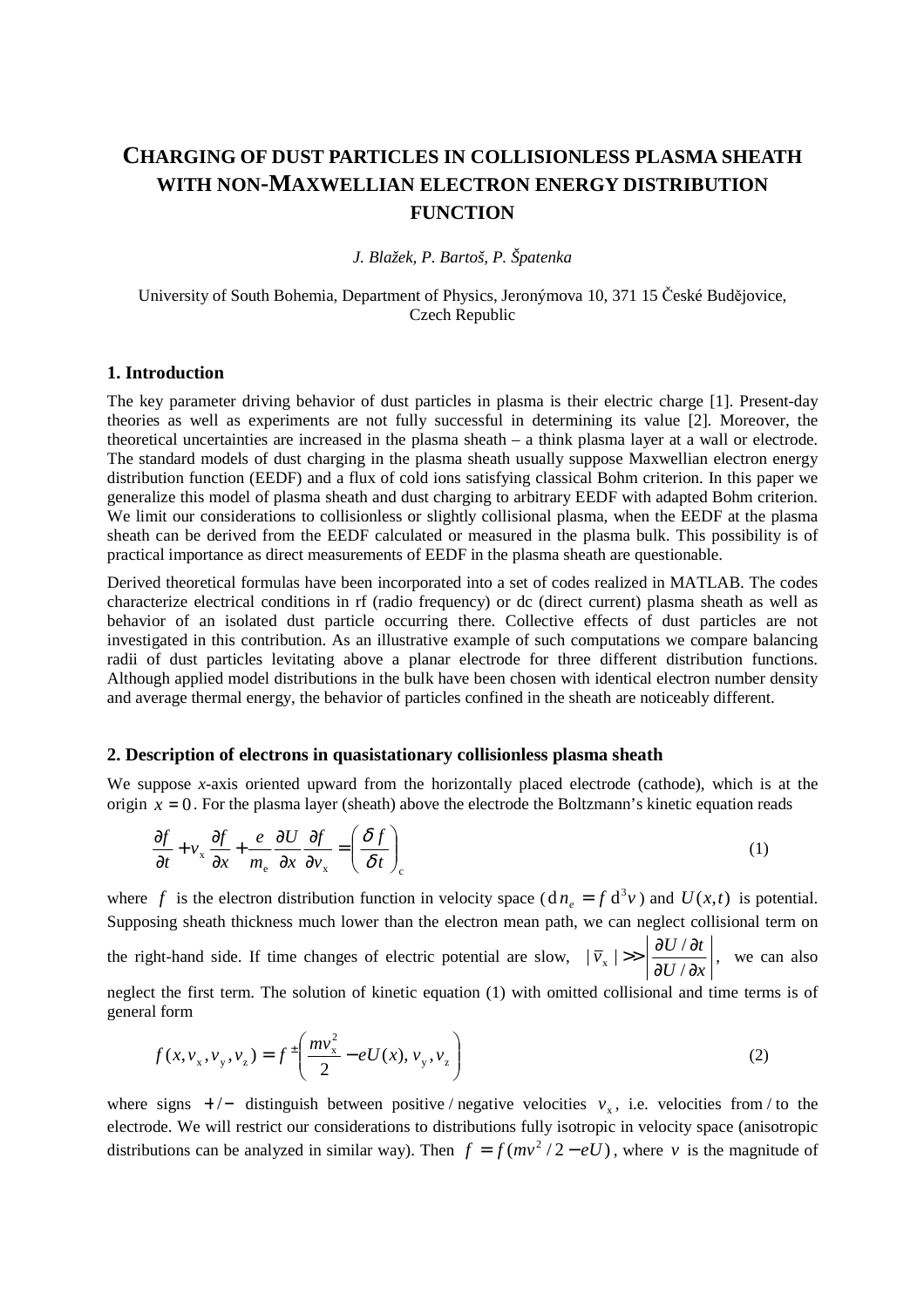# Charging of dust particles in collisionless plasma sheath with non-Maxwellian electron energy distribution function

*J. Blažek, P. Bartoš, P. Špatenka*

University of South Bohemia, Department of Physics, Jeronýmova 10, 371 15 České Budějovice, Czech Republic

## 1. Introduction

The key parameter driving behavior of dust particles in plasma is their electric charge [1]. Present-day theories as well as experiments are not fully successful in determining its value [2]. Moreover, the theoretical uncertainties are increased in the plasma sheath – a think plasma layer at a wall or electrode. The standard models of dust charging in the plasma sheath usually suppose Maxwellian electron energy distribution function (EEDF) and a flux of cold ions satisfying classical Bohm criterion. In this paper we generalize this model of plasma sheath and dust charging to arbitrary EEDF with adapted Bohm criterion. We limit our considerations to collisionless or slightly collisional plasma, when the EEDF at the plasma sheath can be derived from the EEDF calculated or measured in the plasma bulk. This possibility is of practical importance as direct measurements of EEDF in the plasma sheath are questionable.

Derived theoretical formulas have been incorporated into a set of codes realized in MATLAB. The codes characterize electrical conditions in rf (radio frequency) or dc (direct current) plasma sheath as well as behavior of an isolated dust particle occurring there. Collective effects of dust particles are not investigated in this contribution. As an illustrative example of such computations we compare balancing radii of dust particles levitating above a planar electrode for three different distribution functions. Although applied model distributions in the bulk have been chosen with identical electron number density and average thermal energy, the behavior of particles confined in the sheath are noticeably different.

## 2. Description of electrons in quasistationary collisionless plasma sheath

We suppose *x*-axis oriented upward from the horizontally placed electrode (cathode), which is at the origin $x = 0$. For the plasma layer (sheath) above the electrode the Boltzmann's kinetic equation reads

$$\frac{\partial f}{\partial t} + v_x \frac{\partial f}{\partial x} + \frac{e}{m_e} \frac{\partial U}{\partial x} \frac{\partial f}{\partial v_x} = \left( \frac{\delta f}{\delta t} \right)_c \tag{1}$$

where $f$ is the electron distribution function in velocity space ($\mathrm{d}n_e = f\,\mathrm{d}^3 v$) and $U(x,t)$ is potential. Supposing sheath thickness much lower than the electron mean path, we can neglect collisional term on the right-hand side. If time changes of electric potential are slow, $|\bar{v}_x| \gg \left| \frac{\partial U / \partial t}{\partial U / \partial x} \right|$, we can also neglect the first term. The solution of kinetic equation (1) with omitted collisional and time terms is of general form

$$f(x, v_x, v_y, v_z) = f^{\pm}\left( \frac{m v_x^2}{2} - eU(x), v_y, v_z \right) \tag{2}$$

where signs $+/-$ distinguish between positive / negative velocities $v_x$, i.e. velocities from / to the electrode. We will restrict our considerations to distributions fully isotropic in velocity space (anisotropic distributions can be analyzed in similar way). Then $f = f(mv^2/2 - eU)$, where $v$ is the magnitude of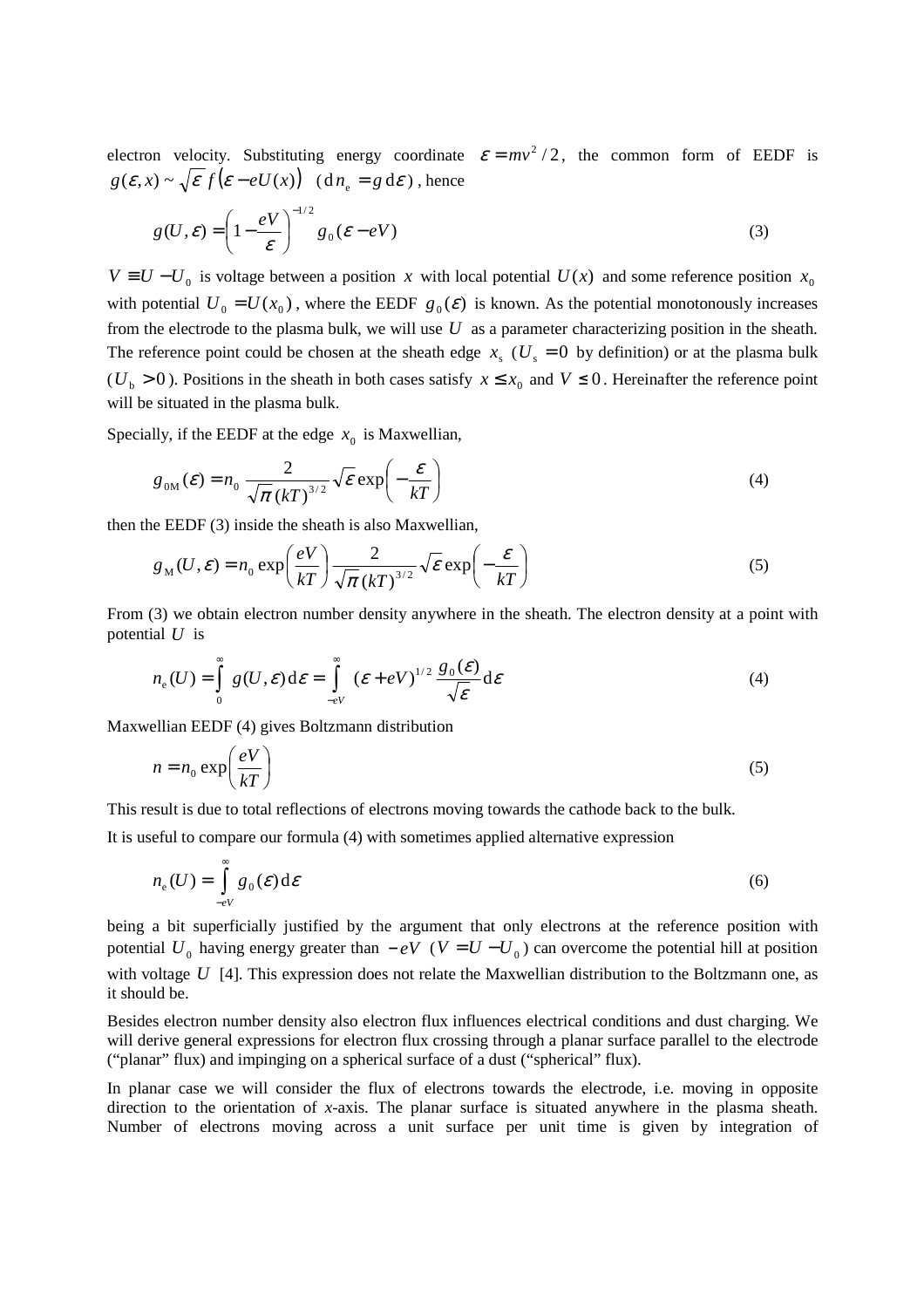electron velocity. Substituting energy coordinate $\varepsilon = mv^2/2$, the common form of EEDF is $g(\varepsilon, x) \sim \sqrt{\varepsilon}\, f\big(\varepsilon - eU(x)\big)$ $(\mathrm{d}n_\mathrm{e} = g\,\mathrm{d}\varepsilon)$, hence

$$g(U, \varepsilon) = \left(1 - \frac{eV}{\varepsilon}\right)^{-1/2} g_0(\varepsilon - eV) \tag{3}$$

$V \equiv U - U_0$ is voltage between a position $x$ with local potential $U(x)$ and some reference position $x_0$ with potential $U_0 = U(x_0)$, where the EEDF $g_0(\varepsilon)$ is known. As the potential monotonously increases from the electrode to the plasma bulk, we will use $U$ as a parameter characterizing position in the sheath. The reference point could be chosen at the sheath edge $x_\mathrm{s}$ ($U_\mathrm{s} = 0$ by definition) or at the plasma bulk ($U_\mathrm{b} > 0$). Positions in the sheath in both cases satisfy $x \le x_0$ and $V \le 0$. Hereinafter the reference point will be situated in the plasma bulk.

Specially, if the EEDF at the edge $x_0$ is Maxwellian,

$$g_{0\mathrm{M}}(\varepsilon) = n_0 \frac{2}{\sqrt{\pi}\,(kT)^{3/2}} \sqrt{\varepsilon} \exp\left(-\frac{\varepsilon}{kT}\right) \tag{4}$$

then the EEDF (3) inside the sheath is also Maxwellian,

$$g_\mathrm{M}(U, \varepsilon) = n_0 \exp\left(\frac{eV}{kT}\right) \frac{2}{\sqrt{\pi}\,(kT)^{3/2}} \sqrt{\varepsilon} \exp\left(-\frac{\varepsilon}{kT}\right) \tag{5}$$

From (3) we obtain electron number density anywhere in the sheath. The electron density at a point with potential $U$ is

$$n_\mathrm{e}(U) = \int_0^\infty g(U, \varepsilon)\,\mathrm{d}\varepsilon = \int_{-eV}^\infty (\varepsilon + eV)^{1/2} \frac{g_0(\varepsilon)}{\sqrt{\varepsilon}} \mathrm{d}\varepsilon \tag{4}$$

Maxwellian EEDF (4) gives Boltzmann distribution

$$n = n_0 \exp\left(\frac{eV}{kT}\right) \tag{5}$$

This result is due to total reflections of electrons moving towards the cathode back to the bulk.

It is useful to compare our formula (4) with sometimes applied alternative expression

$$n_\mathrm{e}(U) = \int_{-eV}^\infty g_0(\varepsilon)\,\mathrm{d}\varepsilon \tag{6}$$

being a bit superficially justified by the argument that only electrons at the reference position with potential $U_0$ having energy greater than $-eV$ ($V = U - U_0$) can overcome the potential hill at position with voltage $U$ [4]. This expression does not relate the Maxwellian distribution to the Boltzmann one, as it should be.

Besides electron number density also electron flux influences electrical conditions and dust charging. We will derive general expressions for electron flux crossing through a planar surface parallel to the electrode ("planar" flux) and impinging on a spherical surface of a dust ("spherical" flux).

In planar case we will consider the flux of electrons towards the electrode, i.e. moving in opposite direction to the orientation of *x*-axis. The planar surface is situated anywhere in the plasma sheath. Number of electrons moving across a unit surface per unit time is given by integration of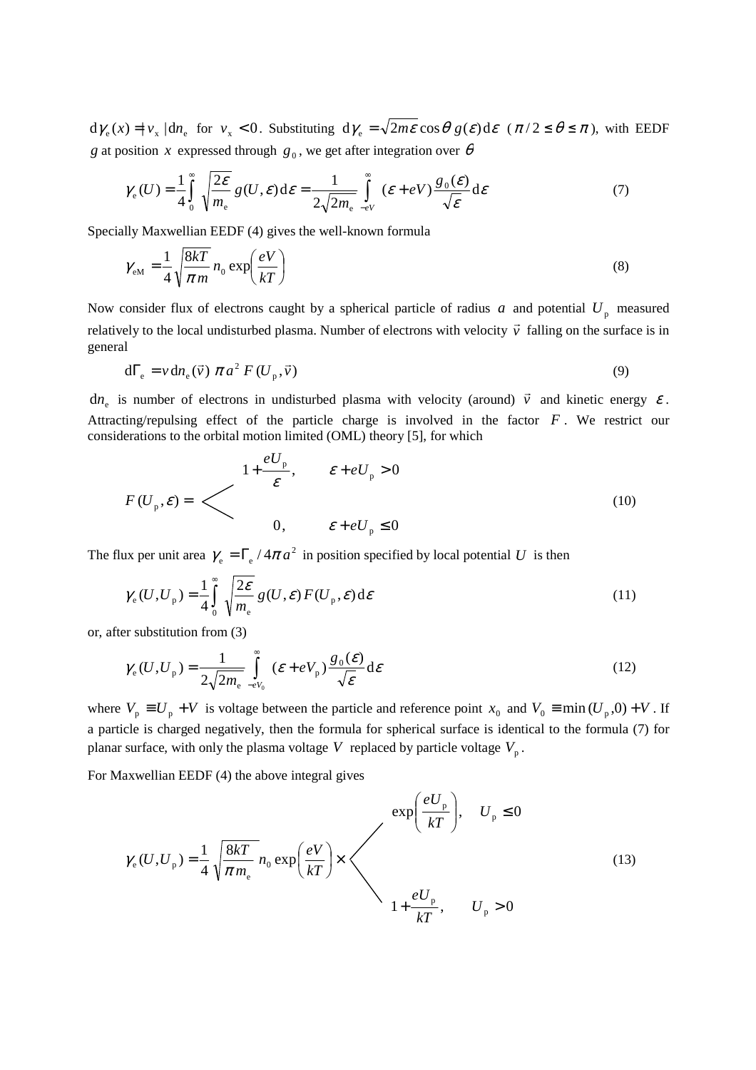$\mathrm{d}\gamma_\mathrm{e}(x) = |v_\mathrm{x}|\,\mathrm{d}n_\mathrm{e}$ for $v_\mathrm{x} < 0$. Substituting $\mathrm{d}\gamma_\mathrm{e} = \sqrt{2m\varepsilon}\cos\theta\, g(\varepsilon)\,\mathrm{d}\varepsilon$ ($\pi/2 \le \theta \le \pi$), with EEDF $g$ at position $x$ expressed through $g_0$, we get after integration over $\theta$

$$\gamma_\mathrm{e}(U) = \frac{1}{4}\int_0^\infty \sqrt{\frac{2\varepsilon}{m_\mathrm{e}}}\, g(U,\varepsilon)\,\mathrm{d}\varepsilon = \frac{1}{2\sqrt{2m_\mathrm{e}}}\int_{-eV}^{\infty} (\varepsilon + eV)\frac{g_0(\varepsilon)}{\sqrt{\varepsilon}}\,\mathrm{d}\varepsilon \tag{7}$$

Specially Maxwellian EEDF (4) gives the well-known formula

$$\gamma_\mathrm{eM} = \frac{1}{4}\sqrt{\frac{8kT}{\pi m}}\, n_0 \exp\left(\frac{eV}{kT}\right) \tag{8}$$

Now consider flux of electrons caught by a spherical particle of radius $a$ and potential $U_\mathrm{p}$ measured relatively to the local undisturbed plasma. Number of electrons with velocity $\vec{v}$ falling on the surface is in general

$$\mathrm{d}\Gamma_\mathrm{e} = v\,\mathrm{d}n_\mathrm{e}(\vec{v})\;\pi a^2\, F(U_\mathrm{p}, \vec{v}) \tag{9}$$

$\mathrm{d}n_\mathrm{e}$ is number of electrons in undisturbed plasma with velocity (around) $\vec{v}$ and kinetic energy $\varepsilon$. Attracting/repulsing effect of the particle charge is involved in the factor $F$. We restrict our considerations to the orbital motion limited (OML) theory [5], for which

$$F(U_\mathrm{p}, \varepsilon) = \begin{cases} 1 + \dfrac{eU_\mathrm{p}}{\varepsilon}, & \varepsilon + eU_\mathrm{p} > 0 \\ 0, & \varepsilon + eU_\mathrm{p} \le 0 \end{cases} \tag{10}$$

The flux per unit area $\gamma_\mathrm{e} = \Gamma_\mathrm{e}/4\pi a^2$ in position specified by local potential $U$ is then

$$\gamma_\mathrm{e}(U, U_\mathrm{p}) = \frac{1}{4}\int_0^\infty \sqrt{\frac{2\varepsilon}{m_\mathrm{e}}}\, g(U,\varepsilon)\, F(U_\mathrm{p}, \varepsilon)\,\mathrm{d}\varepsilon \tag{11}$$

or, after substitution from (3)

$$\gamma_\mathrm{e}(U, U_\mathrm{p}) = \frac{1}{2\sqrt{2m_\mathrm{e}}}\int_{-eV_0}^{\infty} (\varepsilon + eV_\mathrm{p})\frac{g_0(\varepsilon)}{\sqrt{\varepsilon}}\,\mathrm{d}\varepsilon \tag{12}$$

where $V_\mathrm{p} \equiv U_\mathrm{p} + V$ is voltage between the particle and reference point $x_0$ and $V_0 \equiv \min(U_\mathrm{p}, 0) + V$. If a particle is charged negatively, then the formula for spherical surface is identical to the formula (7) for planar surface, with only the plasma voltage $V$ replaced by particle voltage $V_\mathrm{p}$.

For Maxwellian EEDF (4) the above integral gives

$$\gamma_\mathrm{e}(U, U_\mathrm{p}) = \frac{1}{4}\sqrt{\frac{8kT}{\pi m_\mathrm{e}}}\, n_0 \exp\left(\frac{eV}{kT}\right) \times \begin{cases} \exp\left(\dfrac{eU_\mathrm{p}}{kT}\right), & U_\mathrm{p} \le 0 \\ 1 + \dfrac{eU_\mathrm{p}}{kT}, & U_\mathrm{p} > 0 \end{cases} \tag{13}$$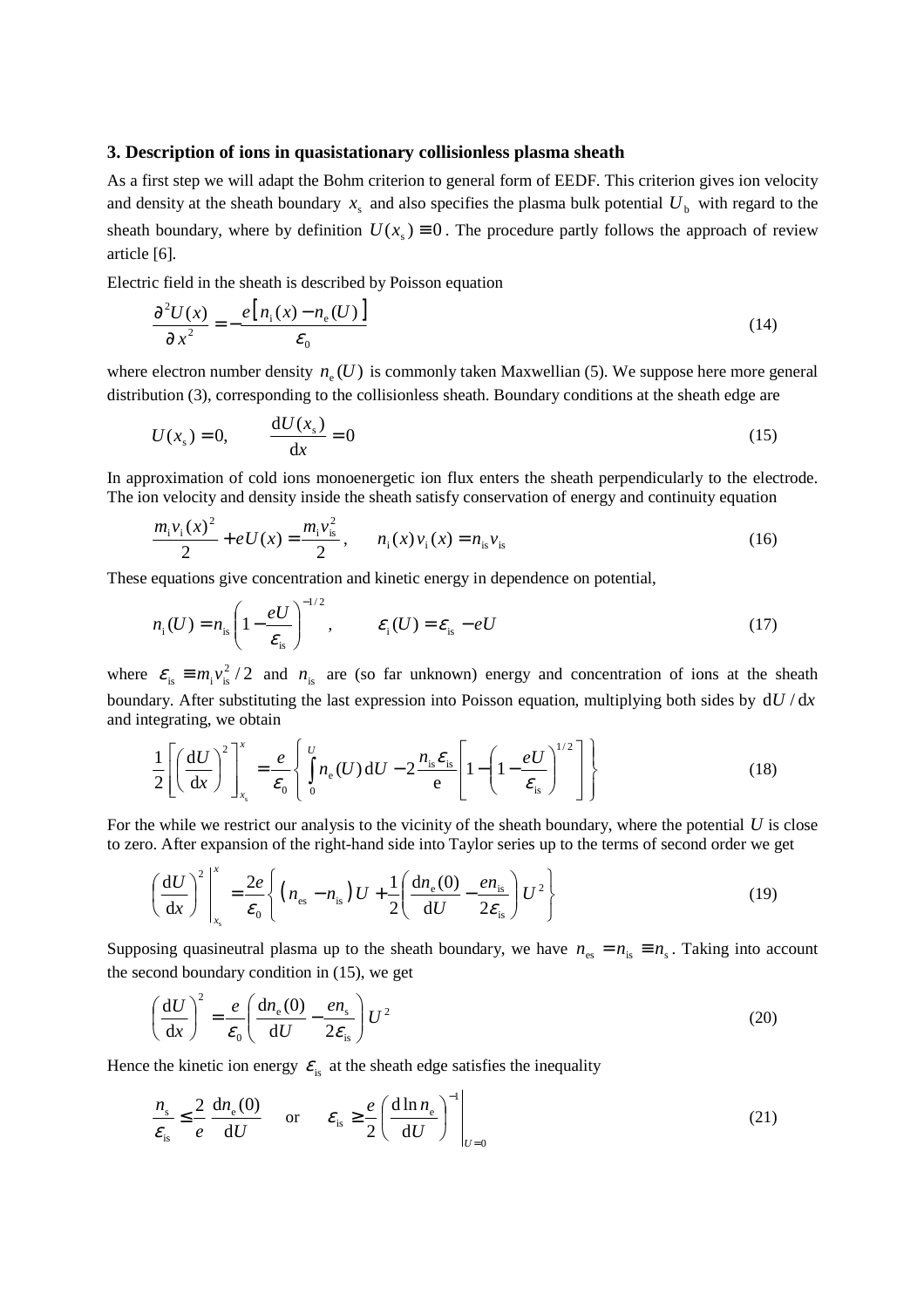### 3. Description of ions in quasistationary collisionless plasma sheath

As a first step we will adapt the Bohm criterion to general form of EEDF. This criterion gives ion velocity and density at the sheath boundary $x_s$ and also specifies the plasma bulk potential $U_b$ with regard to the sheath boundary, where by definition $U(x_s) \equiv 0$. The procedure partly follows the approach of review article [6].

Electric field in the sheath is described by Poisson equation

$$\frac{\partial^2 U(x)}{\partial x^2} = -\frac{e\left[n_i(x) - n_e(U)\right]}{\varepsilon_0} \tag{14}$$

where electron number density $n_e(U)$ is commonly taken Maxwellian (5). We suppose here more general distribution (3), corresponding to the collisionless sheath. Boundary conditions at the sheath edge are

$$U(x_s) = 0, \qquad \frac{\mathrm{d}U(x_s)}{\mathrm{d}x} = 0 \tag{15}$$

In approximation of cold ions monoenergetic ion flux enters the sheath perpendicularly to the electrode. The ion velocity and density inside the sheath satisfy conservation of energy and continuity equation

$$\frac{m_i v_i(x)^2}{2} + eU(x) = \frac{m_i v_{is}^2}{2}, \qquad n_i(x) v_i(x) = n_{is} v_{is} \tag{16}$$

These equations give concentration and kinetic energy in dependence on potential,

$$n_i(U) = n_{is}\left(1 - \frac{eU}{\varepsilon_{is}}\right)^{-1/2}, \qquad \varepsilon_i(U) = \varepsilon_{is} - eU \tag{17}$$

where $\varepsilon_{is} \equiv m_i v_{is}^2/2$ and $n_{is}$ are (so far unknown) energy and concentration of ions at the sheath boundary. After substituting the last expression into Poisson equation, multiplying both sides by $\mathrm{d}U/\mathrm{d}x$ and integrating, we obtain

$$\frac{1}{2}\left[\left(\frac{\mathrm{d}U}{\mathrm{d}x}\right)^2\right]_{x_s}^{x} = \frac{e}{\varepsilon_0}\left\{\int_0^U n_e(U)\,\mathrm{d}U - 2\frac{n_{is}\varepsilon_{is}}{\mathrm{e}}\left[1 - \left(1 - \frac{eU}{\varepsilon_{is}}\right)^{1/2}\right]\right\} \tag{18}$$

For the while we restrict our analysis to the vicinity of the sheath boundary, where the potential $U$ is close to zero. After expansion of the right-hand side into Taylor series up to the terms of second order we get

$$\left.\left(\frac{\mathrm{d}U}{\mathrm{d}x}\right)^2\right|_{x_s}^{x} = \frac{2e}{\varepsilon_0}\left\{\left(n_{es} - n_{is}\right)U + \frac{1}{2}\left(\frac{\mathrm{d}n_e(0)}{\mathrm{d}U} - \frac{en_{is}}{2\varepsilon_{is}}\right)U^2\right\} \tag{19}$$

Supposing quasineutral plasma up to the sheath boundary, we have $n_{es} = n_{is} \equiv n_s$. Taking into account the second boundary condition in (15), we get

$$\left(\frac{\mathrm{d}U}{\mathrm{d}x}\right)^2 = \frac{e}{\varepsilon_0}\left(\frac{\mathrm{d}n_e(0)}{\mathrm{d}U} - \frac{en_s}{2\varepsilon_{is}}\right)U^2 \tag{20}$$

Hence the kinetic ion energy $\varepsilon_{is}$ at the sheath edge satisfies the inequality

$$\frac{n_s}{\varepsilon_{is}} \le \frac{2}{e}\frac{\mathrm{d}n_e(0)}{\mathrm{d}U} \quad \text{or} \quad \varepsilon_{is} \ge \left.\frac{e}{2}\left(\frac{\mathrm{d}\ln n_e}{\mathrm{d}U}\right)^{-1}\right|_{U=0} \tag{21}$$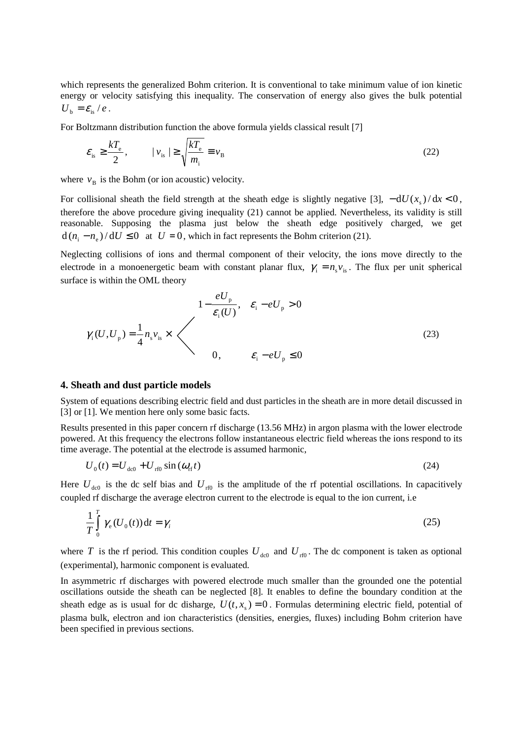which represents the generalized Bohm criterion. It is conventional to take minimum value of ion kinetic energy or velocity satisfying this inequality. The conservation of energy also gives the bulk potential $U_\mathrm{b} = \varepsilon_\mathrm{is}/e$.

For Boltzmann distribution function the above formula yields classical result [7]

$$\varepsilon_\mathrm{is} \geq \frac{kT_\mathrm{e}}{2}, \qquad |v_\mathrm{is}| \geq \sqrt{\frac{kT_\mathrm{e}}{m_\mathrm{i}}} \equiv v_\mathrm{B} \tag{22}$$

where $v_\mathrm{B}$ is the Bohm (or ion acoustic) velocity.

For collisional sheath the field strength at the sheath edge is slightly negative [3], $-\mathrm{d}U(x_\mathrm{s})/\mathrm{d}x < 0$, therefore the above procedure giving inequality (21) cannot be applied. Nevertheless, its validity is still reasonable. Supposing the plasma just below the sheath edge positively charged, we get $\mathrm{d}(n_\mathrm{i} - n_\mathrm{e})/\mathrm{d}U \leq 0$ at $U = 0$, which in fact represents the Bohm criterion (21).

Neglecting collisions of ions and thermal component of their velocity, the ions move directly to the electrode in a monoenergetic beam with constant planar flux, $\gamma_\mathrm{i} = n_\mathrm{s} v_\mathrm{is}$. The flux per unit spherical surface is within the OML theory

$$\gamma_\mathrm{i}(U, U_\mathrm{p}) = \frac{1}{4} n_\mathrm{s} v_\mathrm{is} \times \begin{cases} 1 - \dfrac{eU_\mathrm{p}}{\varepsilon_\mathrm{i}(U)}, & \varepsilon_\mathrm{i} - eU_\mathrm{p} > 0 \\ 0, & \varepsilon_\mathrm{i} - eU_\mathrm{p} \leq 0 \end{cases} \tag{23}$$

### 4. Sheath and dust particle models

System of equations describing electric field and dust particles in the sheath are in more detail discussed in [3] or [1]. We mention here only some basic facts.

Results presented in this paper concern rf discharge (13.56 MHz) in argon plasma with the lower electrode powered. At this frequency the electrons follow instantaneous electric field whereas the ions respond to its time average. The potential at the electrode is assumed harmonic,

$$U_0(t) = U_\mathrm{dc0} + U_\mathrm{rf0} \sin(\omega_\mathrm{rf} t) \tag{24}$$

Here $U_\mathrm{dc0}$ is the dc self bias and $U_\mathrm{rf0}$ is the amplitude of the rf potential oscillations. In capacitively coupled rf discharge the average electron current to the electrode is equal to the ion current, i.e

$$\frac{1}{T} \int_0^T \gamma_\mathrm{e}(U_0(t))\,\mathrm{d}t = \gamma_i \tag{25}$$

where $T$ is the rf period. This condition couples $U_\mathrm{dc0}$ and $U_\mathrm{rf0}$. The dc component is taken as optional (experimental), harmonic component is evaluated.

In asymmetric rf discharges with powered electrode much smaller than the grounded one the potential oscillations outside the sheath can be neglected [8]. It enables to define the boundary condition at the sheath edge as is usual for dc disharge, $U(t, x_\mathrm{s}) = 0$. Formulas determining electric field, potential of plasma bulk, electron and ion characteristics (densities, energies, fluxes) including Bohm criterion have been specified in previous sections.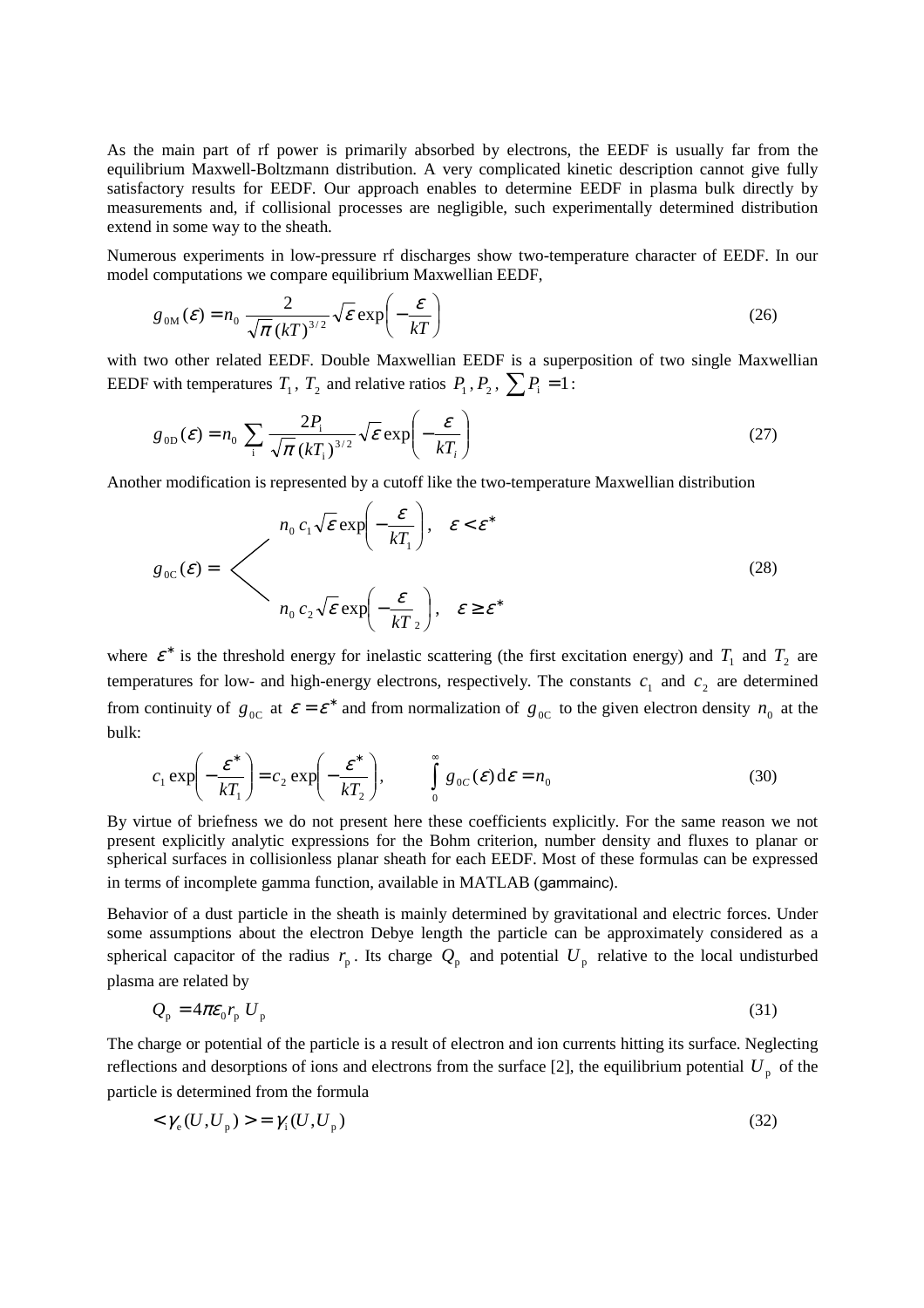As the main part of rf power is primarily absorbed by electrons, the EEDF is usually far from the equilibrium Maxwell-Boltzmann distribution. A very complicated kinetic description cannot give fully satisfactory results for EEDF. Our approach enables to determine EEDF in plasma bulk directly by measurements and, if collisional processes are negligible, such experimentally determined distribution extend in some way to the sheath.

Numerous experiments in low-pressure rf discharges show two-temperature character of EEDF. In our model computations we compare equilibrium Maxwellian EEDF,

$$g_{0\mathrm{M}}(\varepsilon) = n_0 \frac{2}{\sqrt{\pi}\,(kT)^{3/2}} \sqrt{\varepsilon} \exp\left(-\frac{\varepsilon}{kT}\right) \tag{26}$$

with two other related EEDF. Double Maxwellian EEDF is a superposition of two single Maxwellian EEDF with temperatures $T_1$, $T_2$ and relative ratios $P_1, P_2$, $\sum P_\mathrm{i} = 1$:

$$g_{0\mathrm{D}}(\varepsilon) = n_0 \sum_\mathrm{i} \frac{2P_\mathrm{i}}{\sqrt{\pi}\,(kT_\mathrm{i})^{3/2}} \sqrt{\varepsilon} \exp\left(-\frac{\varepsilon}{kT_i}\right) \tag{27}$$

Another modification is represented by a cutoff like the two-temperature Maxwellian distribution

$$g_{0\mathrm{C}}(\varepsilon) = \begin{cases} n_0\, c_1 \sqrt{\varepsilon} \exp\left(-\dfrac{\varepsilon}{kT_1}\right), & \varepsilon < \varepsilon^* \\[2ex] n_0\, c_2 \sqrt{\varepsilon} \exp\left(-\dfrac{\varepsilon}{kT_2}\right), & \varepsilon \geq \varepsilon^* \end{cases} \tag{28}$$

where $\varepsilon^*$ is the threshold energy for inelastic scattering (the first excitation energy) and $T_1$ and $T_2$ are temperatures for low- and high-energy electrons, respectively. The constants $c_1$ and $c_2$ are determined from continuity of $g_{0\mathrm{C}}$ at $\varepsilon = \varepsilon^*$ and from normalization of $g_{0\mathrm{C}}$ to the given electron density $n_0$ at the bulk:

$$c_1 \exp\left(-\frac{\varepsilon^*}{kT_1}\right) = c_2 \exp\left(-\frac{\varepsilon^*}{kT_2}\right), \qquad \int_0^\infty g_{0C}(\varepsilon)\,\mathrm{d}\varepsilon = n_0 \tag{30}$$

By virtue of briefness we do not present here these coefficients explicitly. For the same reason we not present explicitly analytic expressions for the Bohm criterion, number density and fluxes to planar or spherical surfaces in collisionless planar sheath for each EEDF. Most of these formulas can be expressed in terms of incomplete gamma function, available in MATLAB (gammainc).

Behavior of a dust particle in the sheath is mainly determined by gravitational and electric forces. Under some assumptions about the electron Debye length the particle can be approximately considered as a spherical capacitor of the radius $r_\mathrm{p}$. Its charge $Q_\mathrm{p}$ and potential $U_\mathrm{p}$ relative to the local undisturbed plasma are related by

$$Q_\mathrm{p} = 4\pi\varepsilon_0 r_\mathrm{p}\, U_\mathrm{p} \tag{31}$$

The charge or potential of the particle is a result of electron and ion currents hitting its surface. Neglecting reflections and desorptions of ions and electrons from the surface [2], the equilibrium potential $U_\mathrm{p}$ of the particle is determined from the formula

$$< \gamma_\mathrm{e}(U, U_\mathrm{p}) > = \gamma_\mathrm{i}(U, U_\mathrm{p}) \tag{32}$$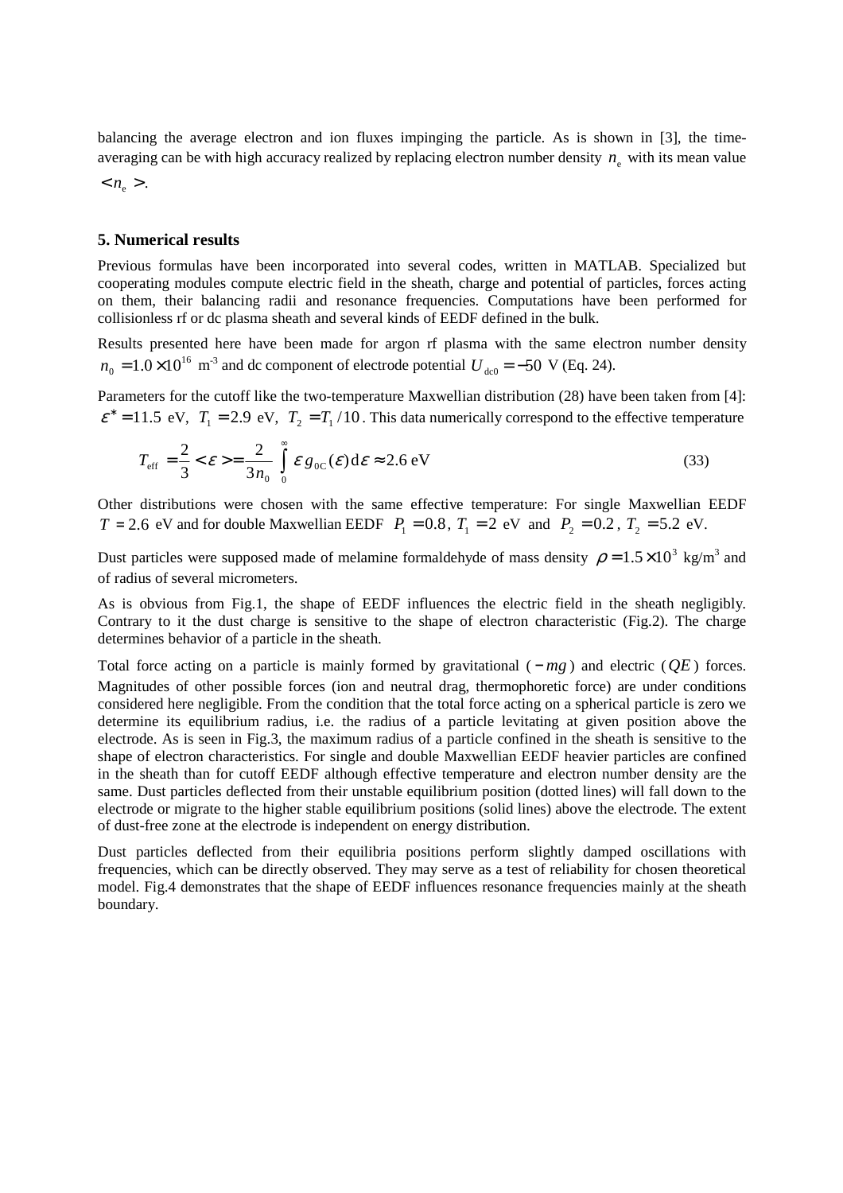balancing the average electron and ion fluxes impinging the particle. As is shown in [3], the time-averaging can be with high accuracy realized by replacing electron number density $n_e$ with its mean value $< n_e >$.

### 5. Numerical results

Previous formulas have been incorporated into several codes, written in MATLAB. Specialized but cooperating modules compute electric field in the sheath, charge and potential of particles, forces acting on them, their balancing radii and resonance frequencies. Computations have been performed for collisionless rf or dc plasma sheath and several kinds of EEDF defined in the bulk.

Results presented here have been made for argon rf plasma with the same electron number density $n_0 = 1.0 \times 10^{16}$ m$^{-3}$ and dc component of electrode potential $U_{dc0} = -50$ V (Eq. 24).

Parameters for the cutoff like the two-temperature Maxwellian distribution (28) have been taken from [4]: $\varepsilon^* = 11.5$ eV, $T_1 = 2.9$ eV, $T_2 = T_1/10$. This data numerically correspond to the effective temperature

$$T_{\text{eff}} = \frac{2}{3} < \varepsilon > = \frac{2}{3n_0} \int_0^{\infty} \varepsilon\, g_{0\text{C}}(\varepsilon)\, \text{d}\varepsilon \approx 2.6 \text{ eV} \tag{33}$$

Other distributions were chosen with the same effective temperature: For single Maxwellian EEDF $T = 2.6$ eV and for double Maxwellian EEDF $P_1 = 0.8$, $T_1 = 2$ eV and $P_2 = 0.2$, $T_2 = 5.2$ eV.

Dust particles were supposed made of melamine formaldehyde of mass density $\rho = 1.5 \times 10^3$ kg/m$^3$ and of radius of several micrometers.

As is obvious from Fig.1, the shape of EEDF influences the electric field in the sheath negligibly. Contrary to it the dust charge is sensitive to the shape of electron characteristic (Fig.2). The charge determines behavior of a particle in the sheath.

Total force acting on a particle is mainly formed by gravitational ($-mg$) and electric ($QE$) forces. Magnitudes of other possible forces (ion and neutral drag, thermophoretic force) are under conditions considered here negligible. From the condition that the total force acting on a spherical particle is zero we determine its equilibrium radius, i.e. the radius of a particle levitating at given position above the electrode. As is seen in Fig.3, the maximum radius of a particle confined in the sheath is sensitive to the shape of electron characteristics. For single and double Maxwellian EEDF heavier particles are confined in the sheath than for cutoff EEDF although effective temperature and electron number density are the same. Dust particles deflected from their unstable equilibrium position (dotted lines) will fall down to the electrode or migrate to the higher stable equilibrium positions (solid lines) above the electrode. The extent of dust-free zone at the electrode is independent on energy distribution.

Dust particles deflected from their equilibria positions perform slightly damped oscillations with frequencies, which can be directly observed. They may serve as a test of reliability for chosen theoretical model. Fig.4 demonstrates that the shape of EEDF influences resonance frequencies mainly at the sheath boundary.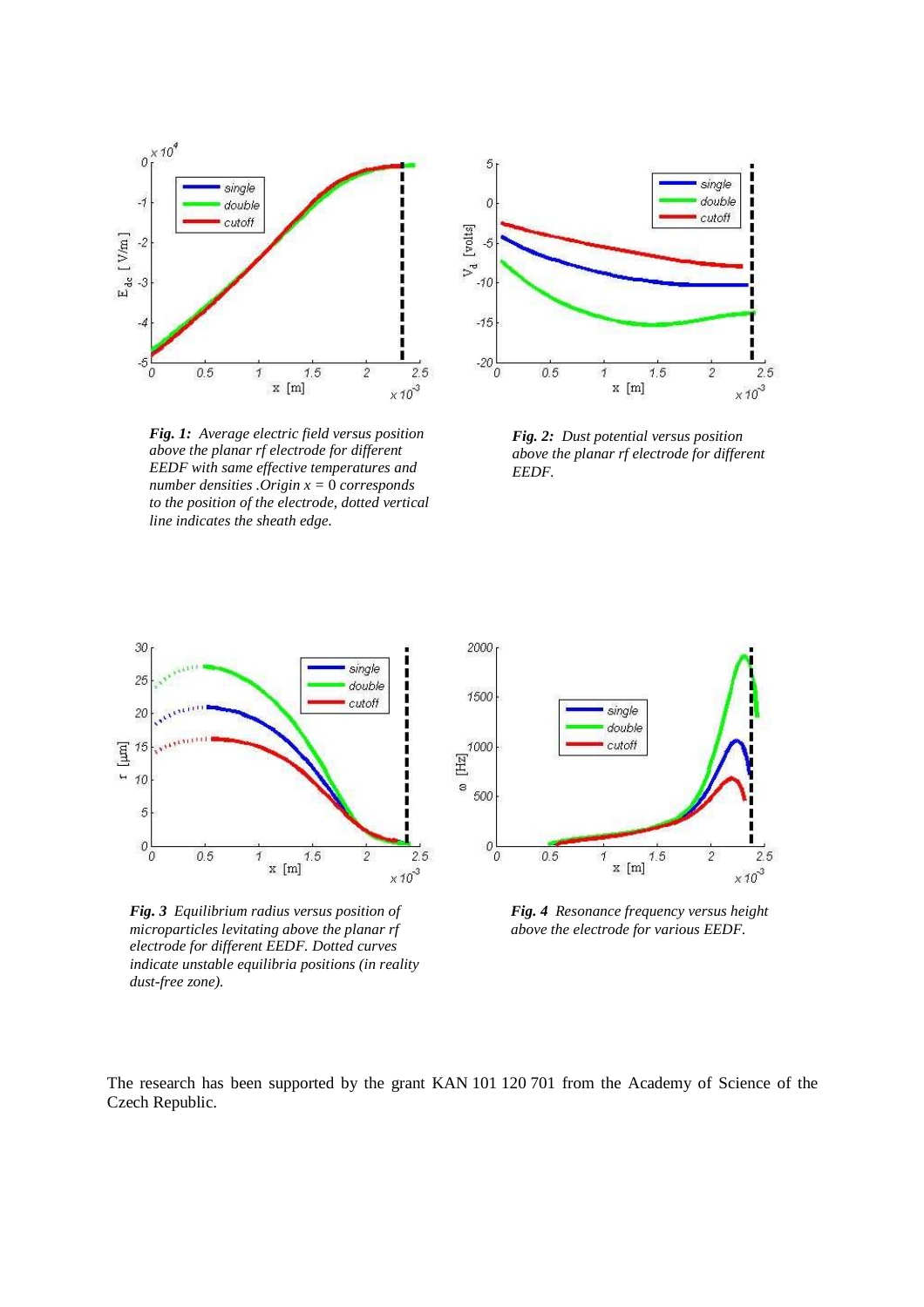***Fig. 1:*** *Average electric field versus position above the planar rf electrode for different EEDF with same effective temperatures and number densities .Origin x = 0 corresponds to the position of the electrode, dotted vertical line indicates the sheath edge.*

***Fig. 2:*** *Dust potential versus position above the planar rf electrode for different EEDF.*

***Fig. 3*** *Equilibrium radius versus position of microparticles levitating above the planar rf electrode for different EEDF. Dotted curves indicate unstable equilibria positions (in reality dust-free zone).*

***Fig. 4*** *Resonance frequency versus height above the electrode for various EEDF.*

The research has been supported by the grant KAN 101 120 701 from the Academy of Science of the Czech Republic.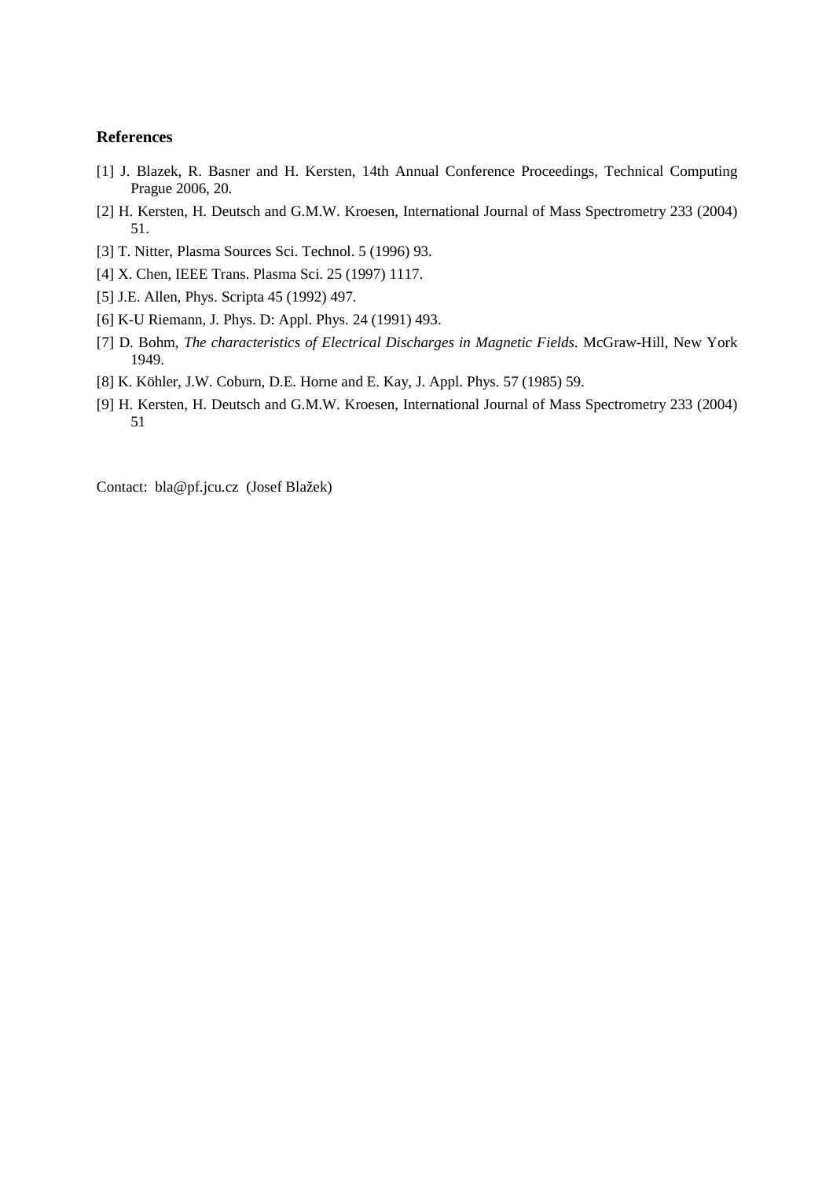## References

[1] J. Blazek, R. Basner and H. Kersten, 14th Annual Conference Proceedings, Technical Computing Prague 2006, 20.

[2] H. Kersten, H. Deutsch and G.M.W. Kroesen, International Journal of Mass Spectrometry 233 (2004) 51.

[3] T. Nitter, Plasma Sources Sci. Technol. 5 (1996) 93.

[4] X. Chen, IEEE Trans. Plasma Sci. 25 (1997) 1117.

[5] J.E. Allen, Phys. Scripta 45 (1992) 497.

[6] K-U Riemann, J. Phys. D: Appl. Phys. 24 (1991) 493.

[7] D. Bohm, *The characteristics of Electrical Discharges in Magnetic Fields.* McGraw-Hill, New York 1949.

[8] K. Köhler, J.W. Coburn, D.E. Horne and E. Kay, J. Appl. Phys. 57 (1985) 59.

[9] H. Kersten, H. Deutsch and G.M.W. Kroesen, International Journal of Mass Spectrometry 233 (2004) 51

Contact: bla@pf.jcu.cz (Josef Blažek)